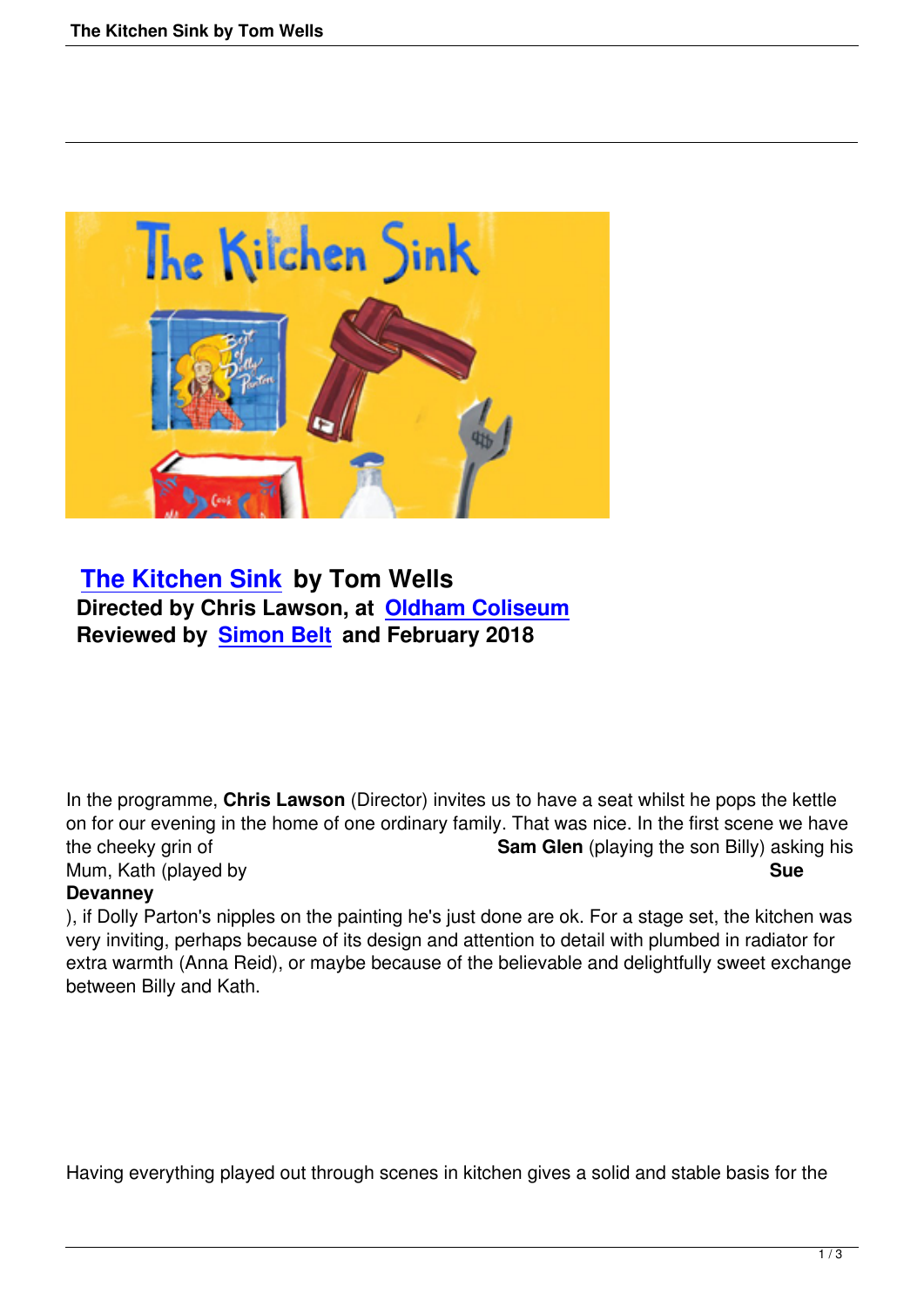**The Kitchen Sink by Tom Wells**
**Directed by Chris Lawson, at Oldham Coliseum**
**Reviewed by Simon Belt and February 2018**

In the programme, **Chris Lawson** (Director) invites us to have a seat whilst he pops the kettle on for our evening in the home of one ordinary family. That was nice. In the first scene we have the cheeky grin of **Sam Glen** (playing the son Billy) asking his Mum, Kath (played by **Sue Devanney**), if Dolly Parton's nipples on the painting he's just done are ok. For a stage set, the kitchen was very inviting, perhaps because of its design and attention to detail with plumbed in radiator for extra warmth (Anna Reid), or maybe because of the believable and delightfully sweet exchange between Billy and Kath.

Having everything played out through scenes in kitchen gives a solid and stable basis for the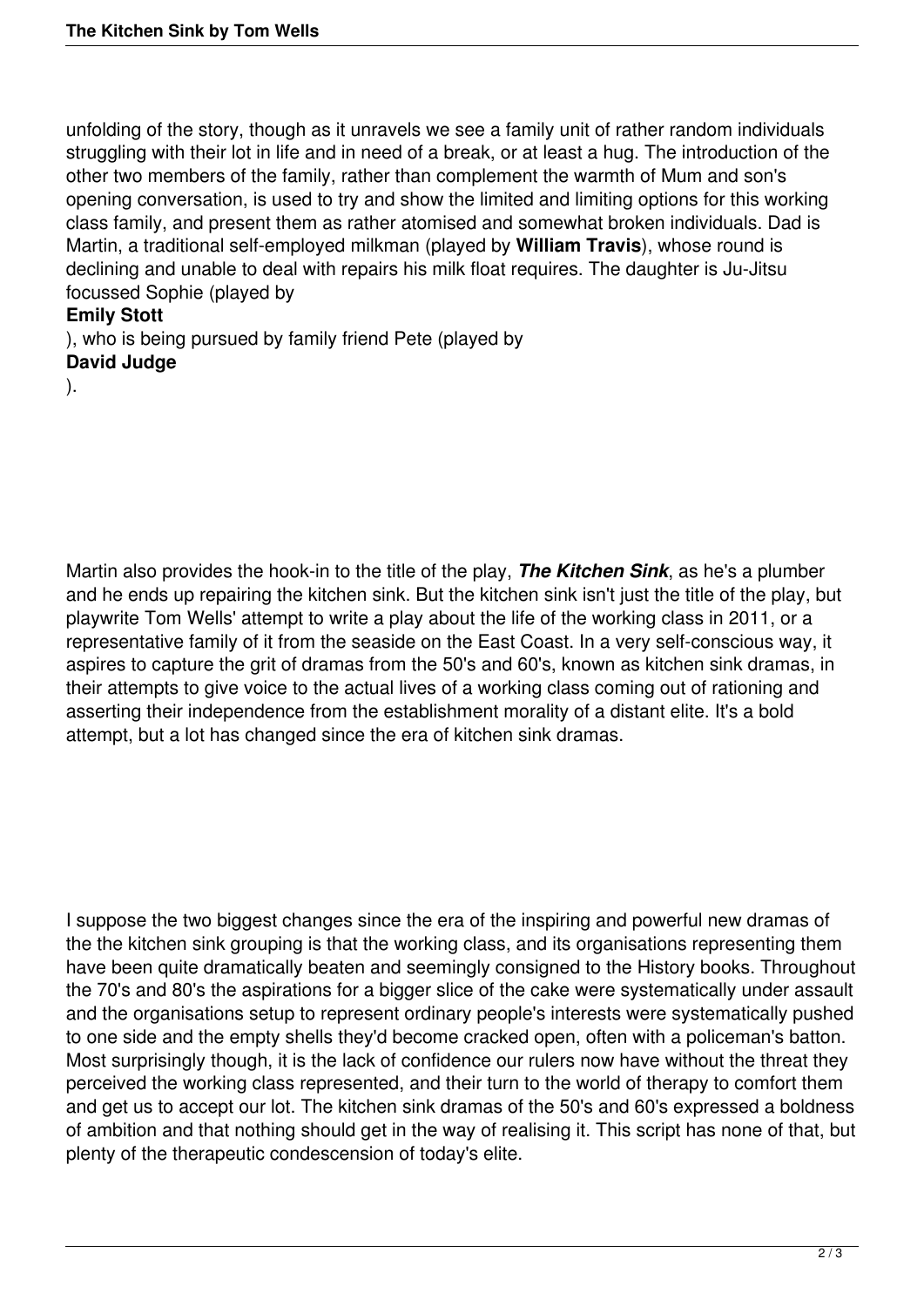unfolding of the story, though as it unravels we see a family unit of rather random individuals struggling with their lot in life and in need of a break, or at least a hug. The introduction of the other two members of the family, rather than complement the warmth of Mum and son's opening conversation, is used to try and show the limited and limiting options for this working class family, and present them as rather atomised and somewhat broken individuals. Dad is Martin, a traditional self-employed milkman (played by **William Travis**), whose round is declining and unable to deal with repairs his milk float requires. The daughter is Ju-Jitsu focussed Sophie (played by **Emily Stott**), who is being pursued by family friend Pete (played by **David Judge**).

Martin also provides the hook-in to the title of the play, ***The Kitchen Sink***, as he's a plumber and he ends up repairing the kitchen sink. But the kitchen sink isn't just the title of the play, but playwrite Tom Wells' attempt to write a play about the life of the working class in 2011, or a representative family of it from the seaside on the East Coast. In a very self-conscious way, it aspires to capture the grit of dramas from the 50's and 60's, known as kitchen sink dramas, in their attempts to give voice to the actual lives of a working class coming out of rationing and asserting their independence from the establishment morality of a distant elite. It's a bold attempt, but a lot has changed since the era of kitchen sink dramas.

I suppose the two biggest changes since the era of the inspiring and powerful new dramas of the the kitchen sink grouping is that the working class, and its organisations representing them have been quite dramatically beaten and seemingly consigned to the History books. Throughout the 70's and 80's the aspirations for a bigger slice of the cake were systematically under assault and the organisations setup to represent ordinary people's interests were systematically pushed to one side and the empty shells they'd become cracked open, often with a policeman's batton. Most surprisingly though, it is the lack of confidence our rulers now have without the threat they perceived the working class represented, and their turn to the world of therapy to comfort them and get us to accept our lot. The kitchen sink dramas of the 50's and 60's expressed a boldness of ambition and that nothing should get in the way of realising it. This script has none of that, but plenty of the therapeutic condescension of today's elite.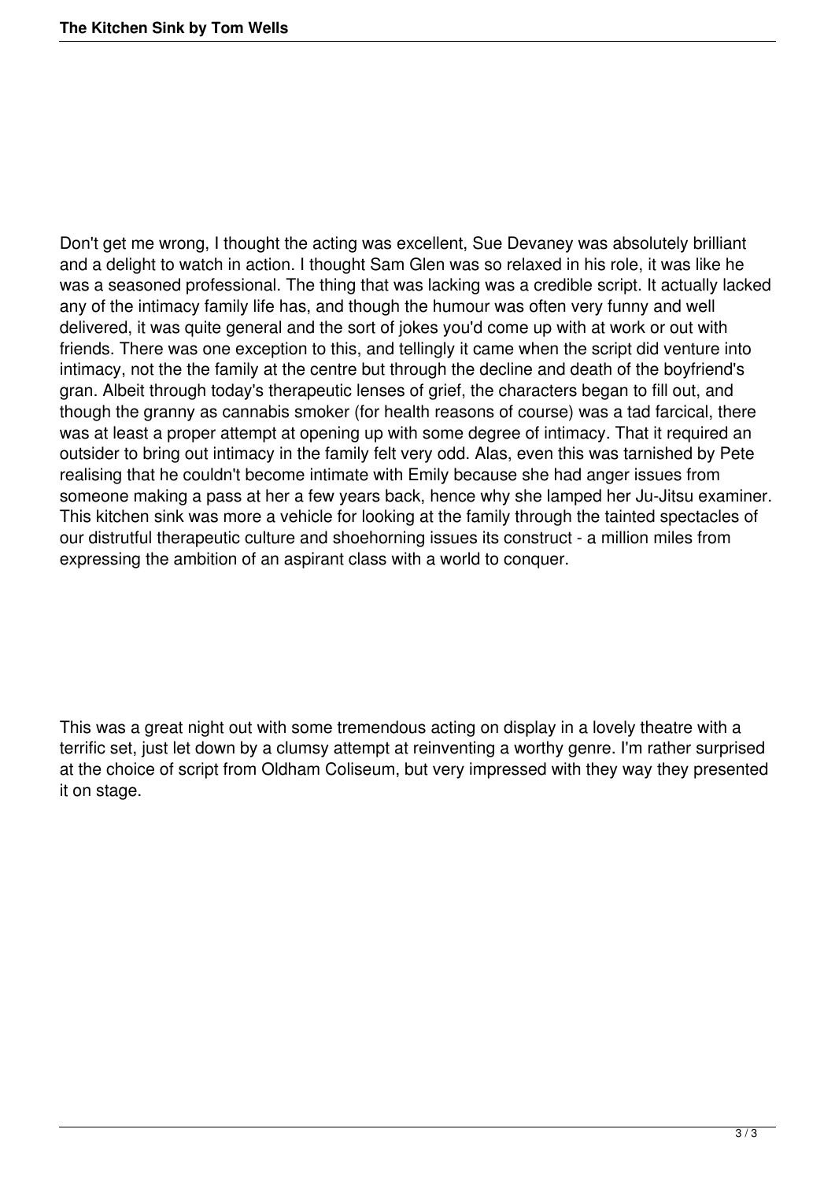Don't get me wrong, I thought the acting was excellent, Sue Devaney was absolutely brilliant and a delight to watch in action. I thought Sam Glen was so relaxed in his role, it was like he was a seasoned professional. The thing that was lacking was a credible script. It actually lacked any of the intimacy family life has, and though the humour was often very funny and well delivered, it was quite general and the sort of jokes you'd come up with at work or out with friends. There was one exception to this, and tellingly it came when the script did venture into intimacy, not the the family at the centre but through the decline and death of the boyfriend's gran. Albeit through today's therapeutic lenses of grief, the characters began to fill out, and though the granny as cannabis smoker (for health reasons of course) was a tad farcical, there was at least a proper attempt at opening up with some degree of intimacy. That it required an outsider to bring out intimacy in the family felt very odd. Alas, even this was tarnished by Pete realising that he couldn't become intimate with Emily because she had anger issues from someone making a pass at her a few years back, hence why she lamped her Ju-Jitsu examiner. This kitchen sink was more a vehicle for looking at the family through the tainted spectacles of our distrutful therapeutic culture and shoehorning issues its construct - a million miles from expressing the ambition of an aspirant class with a world to conquer.

This was a great night out with some tremendous acting on display in a lovely theatre with a terrific set, just let down by a clumsy attempt at reinventing a worthy genre. I'm rather surprised at the choice of script from Oldham Coliseum, but very impressed with they way they presented it on stage.